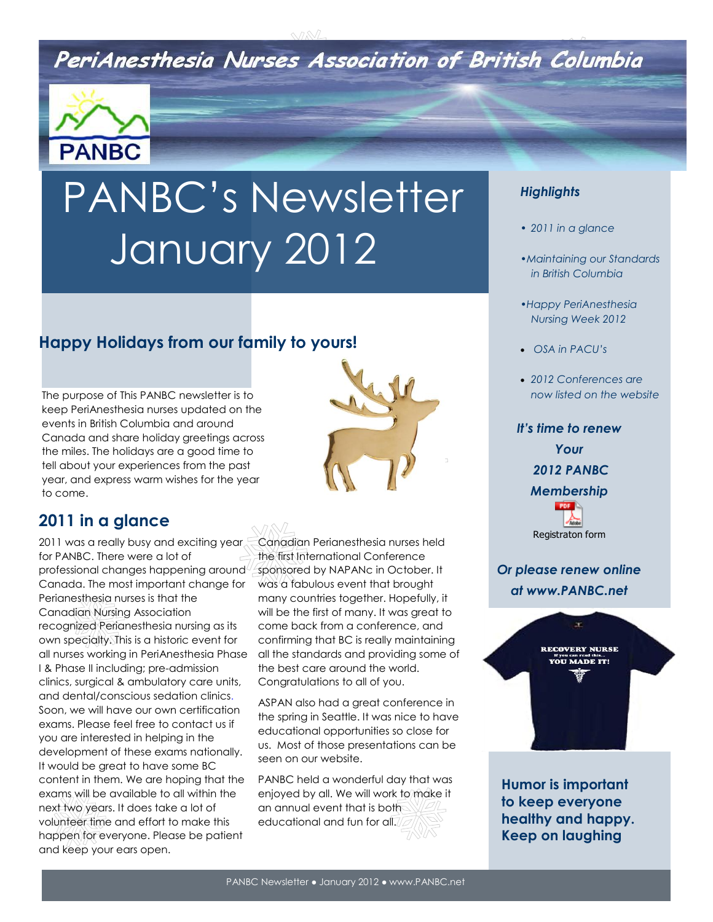PeriAnesthesia Nurses Association of British Columbia

PANBC

# PANBC's Newsletter January 2012

## Happy Holidays from our family to yours!

The purpose of This PANBC newsletter is to keep PeriAnesthesia nurses updated on the events in British Columbia and around Canada and share holiday greetings across the miles. The holidays are a good time to tell about your experiences from the past year, and express warm wishes for the year to come.

## 2011 in a glance

2011 was a really busy and exciting year for PANBC. There were a lot of professional changes happening around Canada. The most important change for Perianesthesia nurses is that the Canadian Nursing Association recognized Perianesthesia nursing as its own specialty. This is a historic event for all nurses working in PeriAnesthesia Phase I & Phase II including; pre-admission clinics, surgical & ambulatory care units, and dental/conscious sedation clinics. Soon, we will have our own certification exams. Please feel free to contact us if you are interested in helping in the development of these exams nationally. It would be great to have some BC content in them. We are hoping that the exams will be available to all within the next two years. It does take a lot of volunteer time and effort to make this happen for everyone. Please be patient and keep your ears open.

Canadian Perianesthesia nurses held the first International Conference sponsored by NAPANc in October. It was a fabulous event that brought many countries together. Hopefully, it will be the first of many. It was great to come back from a conference, and confirming that BC is really maintaining all the standards and providing some of the best care around the world. Congratulations to all of you.

ASPAN also had a great conference in the spring in Seattle. It was nice to have educational opportunities so close for us. Most of those presentations can be seen on our website.

PANBC held a wonderful day that was enjoyed by all. We will work to make it an annual event that is both educational and fun for all.

***Highlights***

- *2011 in a glance*
- *Maintaining our Standards in British Columbia*
- *Happy PeriAnesthesia Nursing Week 2012*
- *OSA in PACU's*
- *2012 Conferences are now listed on the website*

***It's time to renew Your 2012 PANBC Membership***

Registraton form

***Or please renew online at www.PANBC.net***

**Humor is important to keep everyone healthy and happy. Keep on laughing**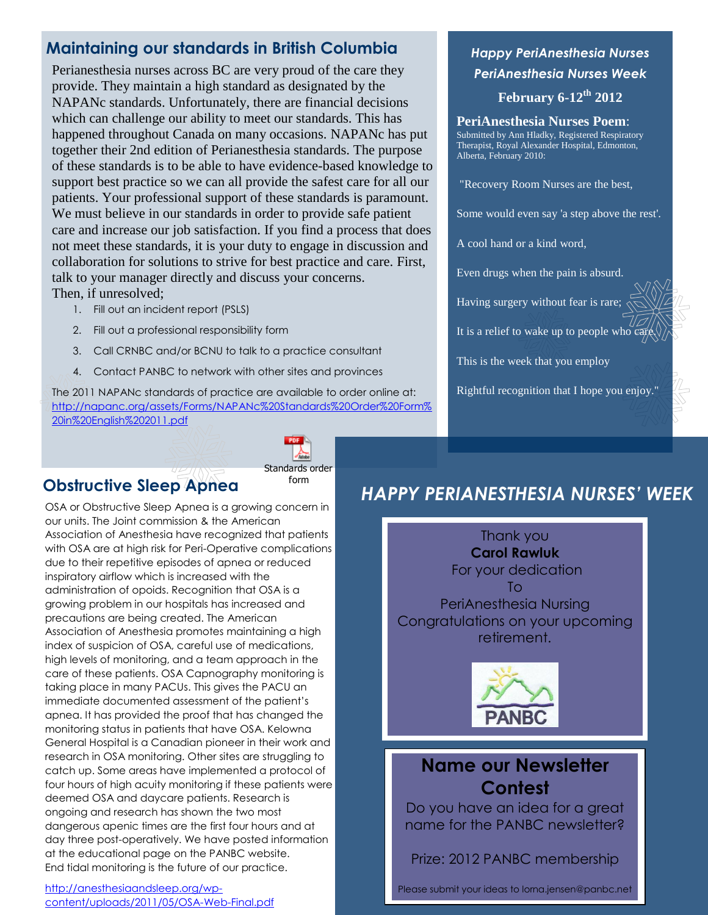## Maintaining our standards in British Columbia

Perianesthesia nurses across BC are very proud of the care they provide. They maintain a high standard as designated by the NAPANc standards. Unfortunately, there are financial decisions which can challenge our ability to meet our standards. This has happened throughout Canada on many occasions. NAPANc has put together their 2nd edition of Perianesthesia standards. The purpose of these standards is to be able to have evidence-based knowledge to support best practice so we can all provide the safest care for all our patients. Your professional support of these standards is paramount. We must believe in our standards in order to provide safe patient care and increase our job satisfaction. If you find a process that does not meet these standards, it is your duty to engage in discussion and collaboration for solutions to strive for best practice and care. First, talk to your manager directly and discuss your concerns.
Then, if unresolved;

1. Fill out an incident report (PSLS)
2. Fill out a professional responsibility form
3. Call CRNBC and/or BCNU to talk to a practice consultant
4. Contact PANBC to network with other sites and provinces

The 2011 NAPANc standards of practice are available to order online at:
http://napanc.org/assets/Forms/NAPANc%20Standards%20Order%20Form%20in%20English%202011.pdf

Standards order form

## Obstructive Sleep Apnea

OSA or Obstructive Sleep Apnea is a growing concern in our units. The Joint commission & the American Association of Anesthesia have recognized that patients with OSA are at high risk for Peri-Operative complications due to their repetitive episodes of apnea or reduced inspiratory airflow which is increased with the administration of opoids. Recognition that OSA is a growing problem in our hospitals has increased and precautions are being created. The American Association of Anesthesia promotes maintaining a high index of suspicion of OSA, careful use of medications, high levels of monitoring, and a team approach in the care of these patients. OSA Capnography monitoring is taking place in many PACUs. This gives the PACU an immediate documented assessment of the patient's apnea. It has provided the proof that has changed the monitoring status in patients that have OSA. Kelowna General Hospital is a Canadian pioneer in their work and research in OSA monitoring. Other sites are struggling to catch up. Some areas have implemented a protocol of four hours of high acuity monitoring if these patients were deemed OSA and daycare patients. Research is ongoing and research has shown the two most dangerous apenic times are the first four hours and at day three post-operatively. We have posted information at the educational page on the PANBC website.
End tidal monitoring is the future of our practice.

http://anesthesiaandsleep.org/wp-content/uploads/2011/05/OSA-Web-Final.pdf

### *Happy PeriAnesthesia Nurses*
### *PeriAnesthesia Nurses Week*
### February 6-12th 2012

**PeriAnesthesia Nurses Poem**:
Submitted by Ann Hladky, Registered Respiratory Therapist, Royal Alexander Hospital, Edmonton, Alberta, February 2010:

"Recovery Room Nurses are the best,

Some would even say 'a step above the rest'.

A cool hand or a kind word,

Even drugs when the pain is absurd.

Having surgery without fear is rare;

It is a relief to wake up to people who care.

This is the week that you employ

Rightful recognition that I hope you enjoy."

## *HAPPY PERIANESTHESIA NURSES' WEEK*

Thank you
**Carol Rawluk**
For your dedication
To
PeriAnesthesia Nursing
Congratulations on your upcoming retirement.

PANBC

## Name our Newsletter Contest

Do you have an idea for a great name for the PANBC newsletter?

Prize: 2012 PANBC membership

Please submit your ideas to lorna.jensen@panbc.net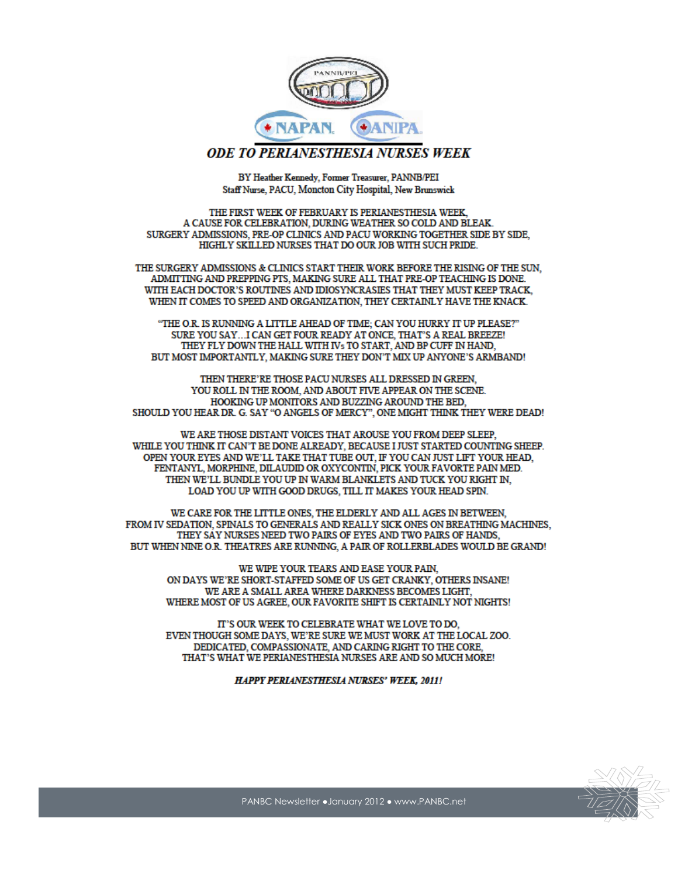## *ODE TO PERIANESTHESIA NURSES WEEK*

BY Heather Kennedy, Former Treasurer, PANNB/PEI
Staff Nurse, PACU, Moncton City Hospital, New Brunswick

THE FIRST WEEK OF FEBRUARY IS PERIANESTHESIA WEEK,
A CAUSE FOR CELEBRATION, DURING WEATHER SO COLD AND BLEAK.
SURGERY ADMISSIONS, PRE-OP CLINICS AND PACU WORKING TOGETHER SIDE BY SIDE,
HIGHLY SKILLED NURSES THAT DO OUR JOB WITH SUCH PRIDE.

THE SURGERY ADMISSIONS & CLINICS START THEIR WORK BEFORE THE RISING OF THE SUN,
ADMITTING AND PREPPING PTS, MAKING SURE ALL THAT PRE-OP TEACHING IS DONE.
WITH EACH DOCTOR'S ROUTINES AND IDIOSYNCRASIES THAT THEY MUST KEEP TRACK,
WHEN IT COMES TO SPEED AND ORGANIZATION, THEY CERTAINLY HAVE THE KNACK.

"THE O.R. IS RUNNING A LITTLE AHEAD OF TIME; CAN YOU HURRY IT UP PLEASE?"
SURE YOU SAY…I CAN GET FOUR READY AT ONCE, THAT'S A REAL BREEZE!
THEY FLY DOWN THE HALL WITH IVs TO START, AND BP CUFF IN HAND,
BUT MOST IMPORTANTLY, MAKING SURE THEY DON'T MIX UP ANYONE'S ARMBAND!

THEN THERE'RE THOSE PACU NURSES ALL DRESSED IN GREEN,
YOU ROLL IN THE ROOM, AND ABOUT FIVE APPEAR ON THE SCENE.
HOOKING UP MONITORS AND BUZZING AROUND THE BED,
SHOULD YOU HEAR DR. G. SAY "O ANGELS OF MERCY", ONE MIGHT THINK THEY WERE DEAD!

WE ARE THOSE DISTANT VOICES THAT AROUSE YOU FROM DEEP SLEEP,
WHILE YOU THINK IT CAN'T BE DONE ALREADY, BECAUSE I JUST STARTED COUNTING SHEEP.
OPEN YOUR EYES AND WE'LL TAKE THAT TUBE OUT, IF YOU CAN JUST LIFT YOUR HEAD,
FENTANYL, MORPHINE, DILAUDID OR OXYCONTIN, PICK YOUR FAVORTE PAIN MED.
THEN WE'LL BUNDLE YOU UP IN WARM BLANKLETS AND TUCK YOU RIGHT IN,
LOAD YOU UP WITH GOOD DRUGS, TILL IT MAKES YOUR HEAD SPIN.

WE CARE FOR THE LITTLE ONES, THE ELDERLY AND ALL AGES IN BETWEEN,
FROM IV SEDATION, SPINALS TO GENERALS AND REALLY SICK ONES ON BREATHING MACHINES,
THEY SAY NURSES NEED TWO PAIRS OF EYES AND TWO PAIRS OF HANDS,
BUT WHEN NINE O.R. THEATRES ARE RUNNING, A PAIR OF ROLLERBLADES WOULD BE GRAND!

WE WIPE YOUR TEARS AND EASE YOUR PAIN,
ON DAYS WE'RE SHORT-STAFFED SOME OF US GET CRANKY, OTHERS INSANE!
WE ARE A SMALL AREA WHERE DARKNESS BECOMES LIGHT,
WHERE MOST OF US AGREE, OUR FAVORITE SHIFT IS CERTAINLY NOT NIGHTS!

IT'S OUR WEEK TO CELEBRATE WHAT WE LOVE TO DO,
EVEN THOUGH SOME DAYS, WE'RE SURE WE MUST WORK AT THE LOCAL ZOO.
DEDICATED, COMPASSIONATE, AND CARING RIGHT TO THE CORE,
THAT'S WHAT WE PERIANESTHESIA NURSES ARE AND SO MUCH MORE!

***HAPPY PERIANESTHESIA NURSES' WEEK, 2011!***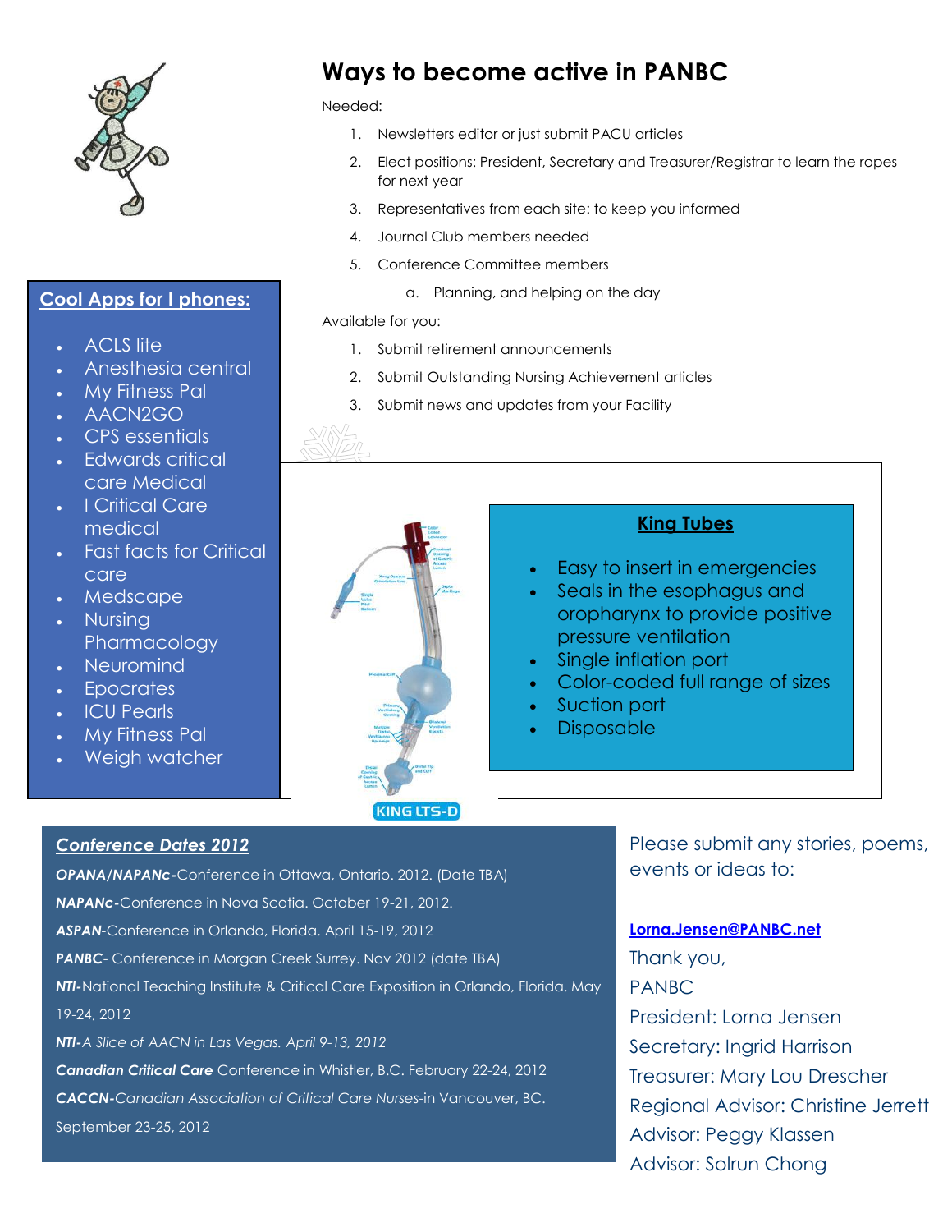# Ways to become active in PANBC

Needed:

1. Newsletters editor or just submit PACU articles
2. Elect positions: President, Secretary and Treasurer/Registrar to learn the ropes for next year
3. Representatives from each site: to keep you informed
4. Journal Club members needed
5. Conference Committee members
   a. Planning, and helping on the day

Available for you:

1. Submit retirement announcements
2. Submit Outstanding Nursing Achievement articles
3. Submit news and updates from your Facility

## Cool Apps for I phones:

- ACLS lite
- Anesthesia central
- My Fitness Pal
- AACN2GO
- CPS essentials
- Edwards critical care Medical
- I Critical Care medical
- Fast facts for Critical care
- Medscape
- Nursing Pharmacology
- Neuromind
- Epocrates
- ICU Pearls
- My Fitness Pal
- Weigh watcher

## King Tubes

- Easy to insert in emergencies
- Seals in the esophagus and oropharynx to provide positive pressure ventilation
- Single inflation port
- Color-coded full range of sizes
- Suction port
- Disposable

KING LTS-D

## *Conference Dates 2012*

***OPANA/NAPANc-***Conference in Ottawa, Ontario. 2012. (Date TBA)

***NAPANc-***Conference in Nova Scotia. October 19-21, 2012.

***ASPAN***-Conference in Orlando, Florida. April 15-19, 2012

***PANBC***- Conference in Morgan Creek Surrey. Nov 2012 (date TBA)

***NTI-***National Teaching Institute & Critical Care Exposition in Orlando, Florida. May 19-24, 2012

***NTI-****A Slice of AACN in Las Vegas. April 9-13, 2012*

***Canadian Critical Care*** Conference in Whistler, B.C. February 22-24, 2012

***CACCN-****Canadian Association of Critical Care Nurses*-in Vancouver, BC. September 23-25, 2012

Please submit any stories, poems, events or ideas to:

Lorna.Jensen@PANBC.net

Thank you,

PANBC

President: Lorna Jensen

Secretary: Ingrid Harrison

Treasurer: Mary Lou Drescher

Regional Advisor: Christine Jerrett

Advisor: Peggy Klassen

Advisor: Solrun Chong